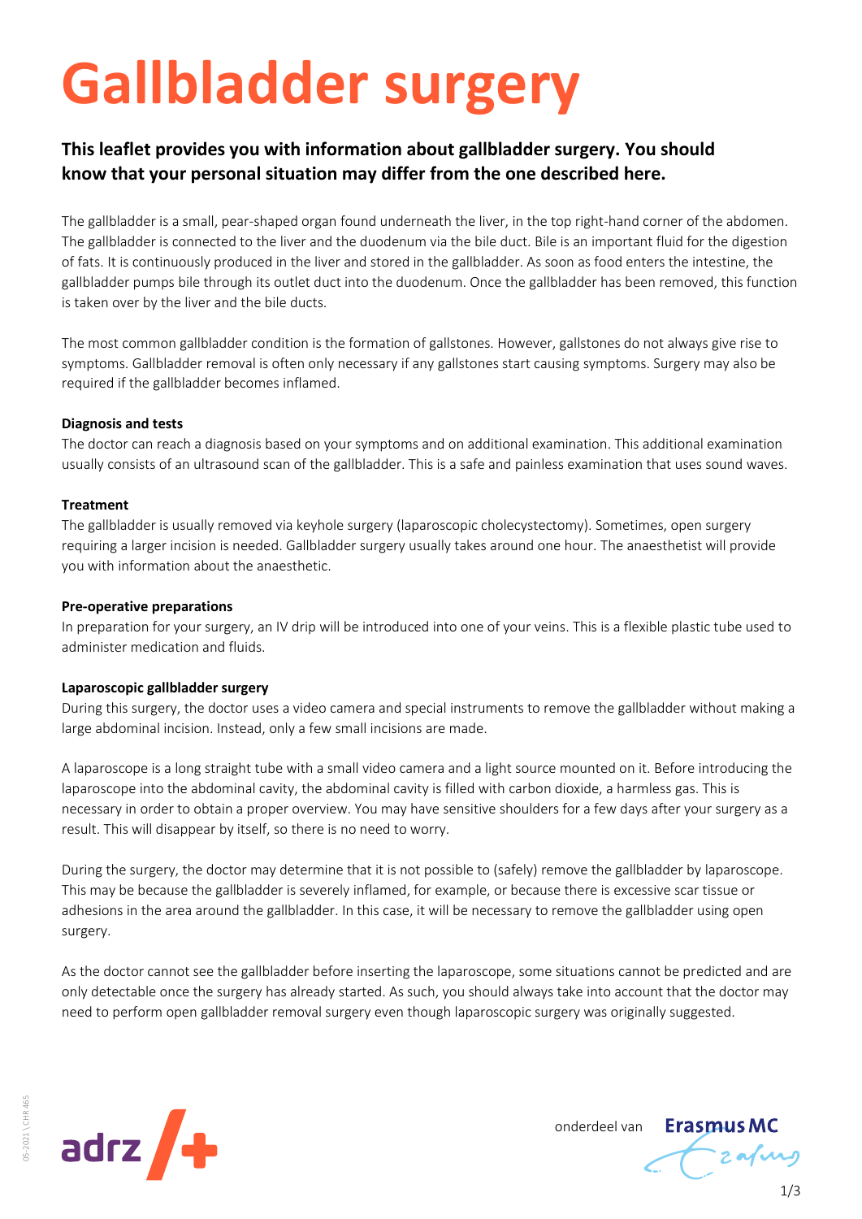# Gallbladder surgery

## This leaflet provides you with information about gallbladder surgery. You should know that your personal situation may differ from the one described here.

The gallbladder is a small, pear-shaped organ found underneath the liver, in the top right-hand corner of the abdomen. The gallbladder is connected to the liver and the duodenum via the bile duct. Bile is an important fluid for the digestion of fats. It is continuously produced in the liver and stored in the gallbladder. As soon as food enters the intestine, the gallbladder pumps bile through its outlet duct into the duodenum. Once the gallbladder has been removed, this function is taken over by the liver and the bile ducts.

The most common gallbladder condition is the formation of gallstones. However, gallstones do not always give rise to symptoms. Gallbladder removal is often only necessary if any gallstones start causing symptoms. Surgery may also be required if the gallbladder becomes inflamed.

**Diagnosis and tests**

The doctor can reach a diagnosis based on your symptoms and on additional examination. This additional examination usually consists of an ultrasound scan of the gallbladder. This is a safe and painless examination that uses sound waves.

**Treatment**

The gallbladder is usually removed via keyhole surgery (laparoscopic cholecystectomy). Sometimes, open surgery requiring a larger incision is needed. Gallbladder surgery usually takes around one hour. The anaesthetist will provide you with information about the anaesthetic.

**Pre-operative preparations**

In preparation for your surgery, an IV drip will be introduced into one of your veins. This is a flexible plastic tube used to administer medication and fluids.

**Laparoscopic gallbladder surgery**

During this surgery, the doctor uses a video camera and special instruments to remove the gallbladder without making a large abdominal incision. Instead, only a few small incisions are made.

A laparoscope is a long straight tube with a small video camera and a light source mounted on it. Before introducing the laparoscope into the abdominal cavity, the abdominal cavity is filled with carbon dioxide, a harmless gas. This is necessary in order to obtain a proper overview. You may have sensitive shoulders for a few days after your surgery as a result. This will disappear by itself, so there is no need to worry.

During the surgery, the doctor may determine that it is not possible to (safely) remove the gallbladder by laparoscope. This may be because the gallbladder is severely inflamed, for example, or because there is excessive scar tissue or adhesions in the area around the gallbladder. In this case, it will be necessary to remove the gallbladder using open surgery.

As the doctor cannot see the gallbladder before inserting the laparoscope, some situations cannot be predicted and are only detectable once the surgery has already started. As such, you should always take into account that the doctor may need to perform open gallbladder removal surgery even though laparoscopic surgery was originally suggested.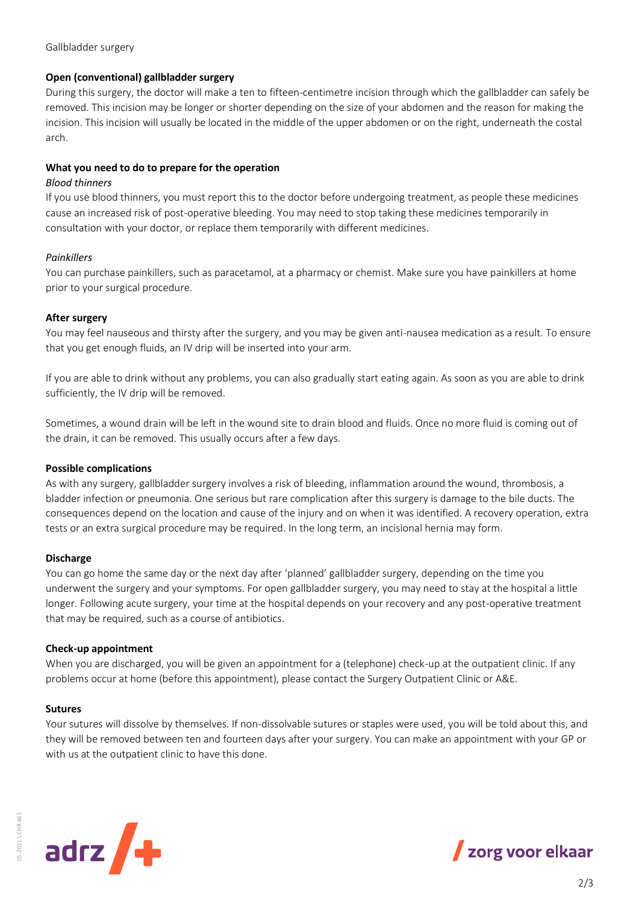## Open (conventional) gallbladder surgery

During this surgery, the doctor will make a ten to fifteen-centimetre incision through which the gallbladder can safely be removed. This incision may be longer or shorter depending on the size of your abdomen and the reason for making the incision. This incision will usually be located in the middle of the upper abdomen or on the right, underneath the costal arch.

## What you need to do to prepare for the operation

*Blood thinners*

If you use blood thinners, you must report this to the doctor before undergoing treatment, as people these medicines cause an increased risk of post-operative bleeding. You may need to stop taking these medicines temporarily in consultation with your doctor, or replace them temporarily with different medicines.

*Painkillers*

You can purchase painkillers, such as paracetamol, at a pharmacy or chemist. Make sure you have painkillers at home prior to your surgical procedure.

## After surgery

You may feel nauseous and thirsty after the surgery, and you may be given anti-nausea medication as a result. To ensure that you get enough fluids, an IV drip will be inserted into your arm.

If you are able to drink without any problems, you can also gradually start eating again. As soon as you are able to drink sufficiently, the IV drip will be removed.

Sometimes, a wound drain will be left in the wound site to drain blood and fluids. Once no more fluid is coming out of the drain, it can be removed. This usually occurs after a few days.

## Possible complications

As with any surgery, gallbladder surgery involves a risk of bleeding, inflammation around the wound, thrombosis, a bladder infection or pneumonia. One serious but rare complication after this surgery is damage to the bile ducts. The consequences depend on the location and cause of the injury and on when it was identified. A recovery operation, extra tests or an extra surgical procedure may be required. In the long term, an incisional hernia may form.

## Discharge

You can go home the same day or the next day after 'planned' gallbladder surgery, depending on the time you underwent the surgery and your symptoms. For open gallbladder surgery, you may need to stay at the hospital a little longer. Following acute surgery, your time at the hospital depends on your recovery and any post-operative treatment that may be required, such as a course of antibiotics.

## Check-up appointment

When you are discharged, you will be given an appointment for a (telephone) check-up at the outpatient clinic. If any problems occur at home (before this appointment), please contact the Surgery Outpatient Clinic or A&E.

## Sutures

Your sutures will dissolve by themselves. If non-dissolvable sutures or staples were used, you will be told about this, and they will be removed between ten and fourteen days after your surgery. You can make an appointment with your GP or with us at the outpatient clinic to have this done.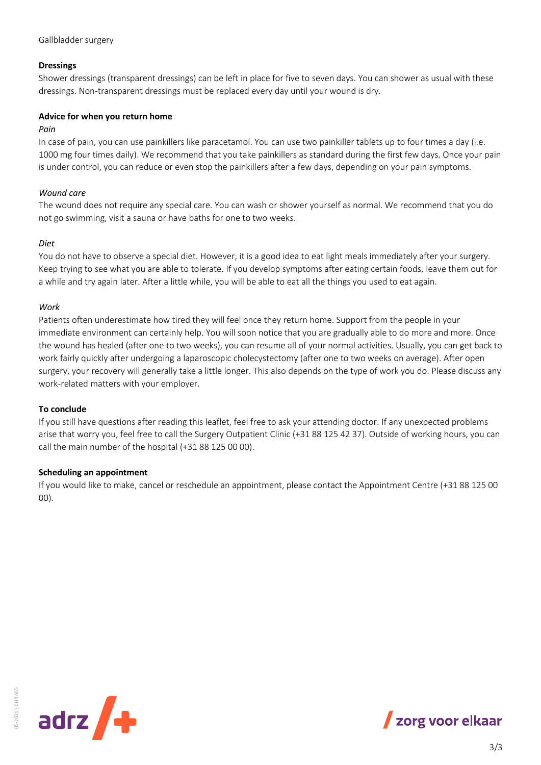## Dressings

Shower dressings (transparent dressings) can be left in place for five to seven days. You can shower as usual with these dressings. Non-transparent dressings must be replaced every day until your wound is dry.

## Advice for when you return home

### *Pain*

In case of pain, you can use painkillers like paracetamol. You can use two painkiller tablets up to four times a day (i.e. 1000 mg four times daily). We recommend that you take painkillers as standard during the first few days. Once your pain is under control, you can reduce or even stop the painkillers after a few days, depending on your pain symptoms.

### *Wound care*

The wound does not require any special care. You can wash or shower yourself as normal. We recommend that you do not go swimming, visit a sauna or have baths for one to two weeks.

### *Diet*

You do not have to observe a special diet. However, it is a good idea to eat light meals immediately after your surgery. Keep trying to see what you are able to tolerate. If you develop symptoms after eating certain foods, leave them out for a while and try again later. After a little while, you will be able to eat all the things you used to eat again.

### *Work*

Patients often underestimate how tired they will feel once they return home. Support from the people in your immediate environment can certainly help. You will soon notice that you are gradually able to do more and more. Once the wound has healed (after one to two weeks), you can resume all of your normal activities. Usually, you can get back to work fairly quickly after undergoing a laparoscopic cholecystectomy (after one to two weeks on average). After open surgery, your recovery will generally take a little longer. This also depends on the type of work you do. Please discuss any work-related matters with your employer.

## To conclude

If you still have questions after reading this leaflet, feel free to ask your attending doctor. If any unexpected problems arise that worry you, feel free to call the Surgery Outpatient Clinic (+31 88 125 42 37). Outside of working hours, you can call the main number of the hospital (+31 88 125 00 00).

## Scheduling an appointment

If you would like to make, cancel or reschedule an appointment, please contact the Appointment Centre (+31 88 125 00 00).

05-2021 \ CHR 465

adrz

zorg voor elkaar